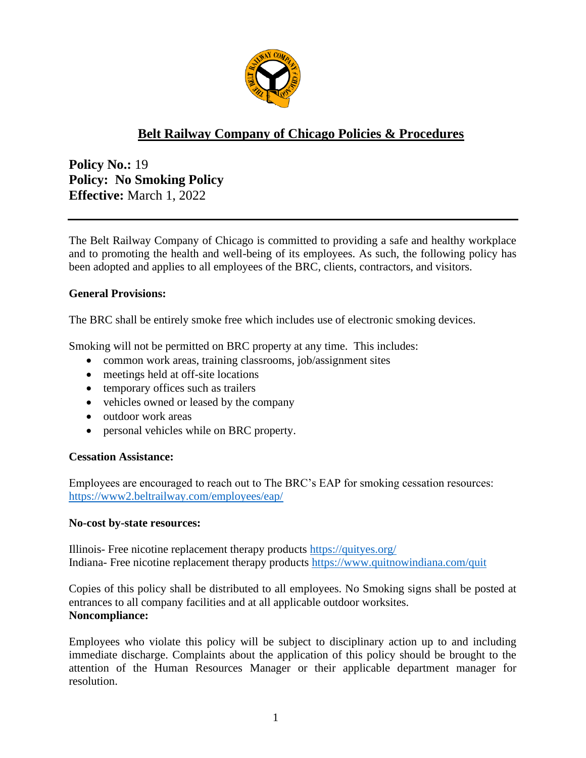# Belt Railway Company of Chicago Policies & Procedures

**Policy No.:** 19
**Policy: No Smoking Policy**
**Effective:** March 1, 2022

---

The Belt Railway Company of Chicago is committed to providing a safe and healthy workplace and to promoting the health and well-being of its employees. As such, the following policy has been adopted and applies to all employees of the BRC, clients, contractors, and visitors.

**General Provisions:**

The BRC shall be entirely smoke free which includes use of electronic smoking devices.

Smoking will not be permitted on BRC property at any time. This includes:

- common work areas, training classrooms, job/assignment sites
- meetings held at off-site locations
- temporary offices such as trailers
- vehicles owned or leased by the company
- outdoor work areas
- personal vehicles while on BRC property.

**Cessation Assistance:**

Employees are encouraged to reach out to The BRC's EAP for smoking cessation resources: https://www2.beltrailway.com/employees/eap/

**No-cost by-state resources:**

Illinois- Free nicotine replacement therapy products https://quityes.org/
Indiana- Free nicotine replacement therapy products https://www.quitnowindiana.com/quit

Copies of this policy shall be distributed to all employees. No Smoking signs shall be posted at entrances to all company facilities and at all applicable outdoor worksites.

**Noncompliance:**

Employees who violate this policy will be subject to disciplinary action up to and including immediate discharge. Complaints about the application of this policy should be brought to the attention of the Human Resources Manager or their applicable department manager for resolution.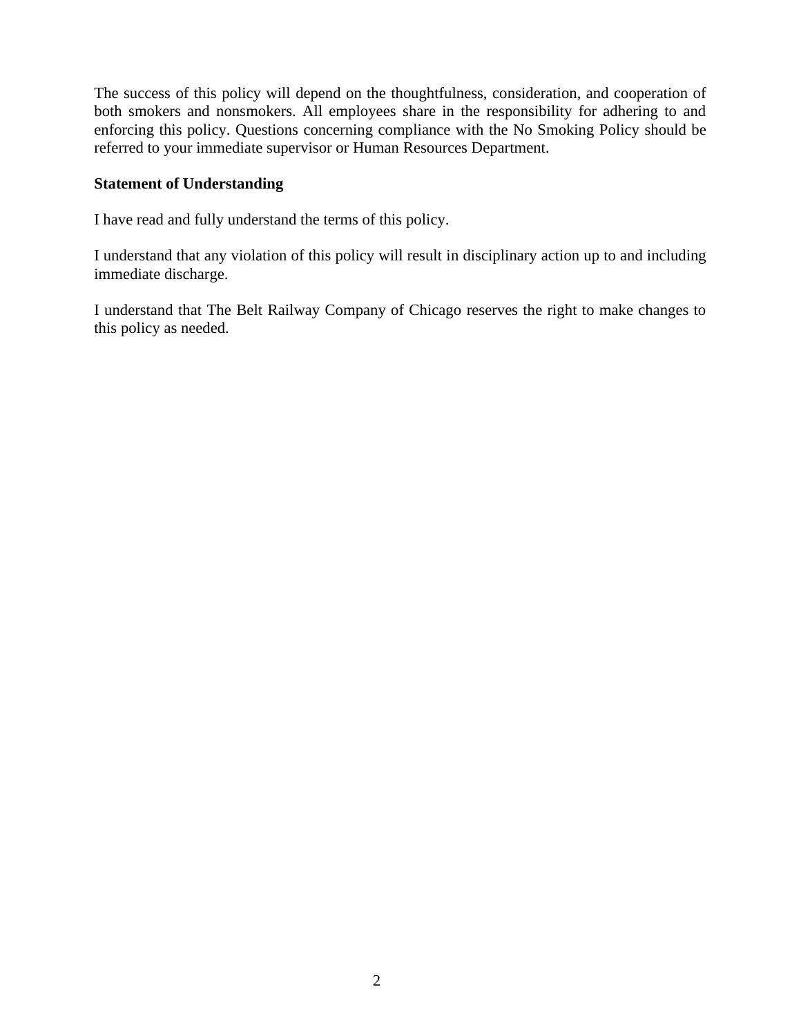The success of this policy will depend on the thoughtfulness, consideration, and cooperation of both smokers and nonsmokers. All employees share in the responsibility for adhering to and enforcing this policy. Questions concerning compliance with the No Smoking Policy should be referred to your immediate supervisor or Human Resources Department.

**Statement of Understanding**

I have read and fully understand the terms of this policy.

I understand that any violation of this policy will result in disciplinary action up to and including immediate discharge.

I understand that The Belt Railway Company of Chicago reserves the right to make changes to this policy as needed.